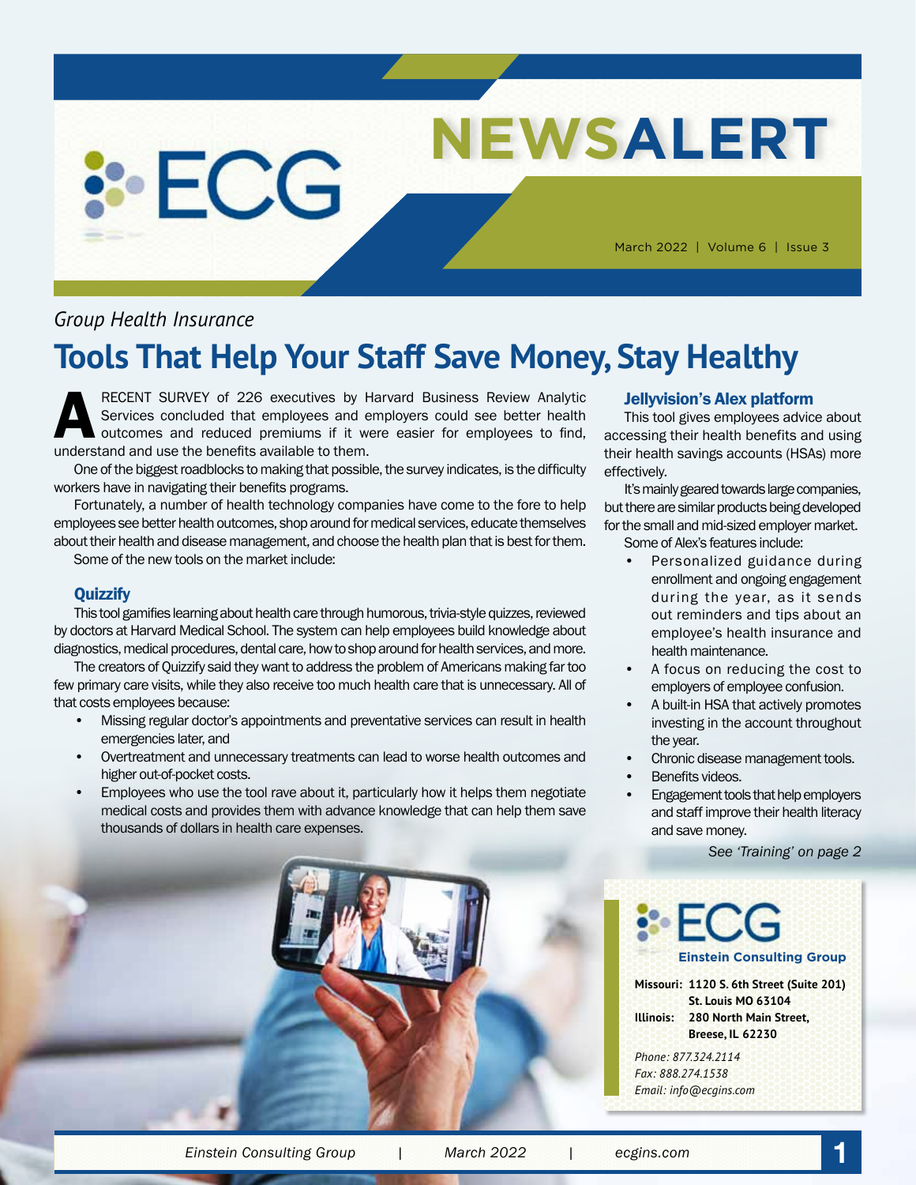# ECG NEWSALERT

March 2022 | Volume 6 | Issue 3

*Group Health Insurance*

## Tools That Help Your Staff Save Money, Stay Healthy

A RECENT SURVEY of 226 executives by Harvard Business Review Analytic Services concluded that employees and employers could see better health outcomes and reduced premiums if it were easier for employees to find, understand and use the benefits available to them.

One of the biggest roadblocks to making that possible, the survey indicates, is the difficulty workers have in navigating their benefits programs.

Fortunately, a number of health technology companies have come to the fore to help employees see better health outcomes, shop around for medical services, educate themselves about their health and disease management, and choose the health plan that is best for them.

Some of the new tools on the market include:

### Quizzify

This tool gamifies learning about health care through humorous, trivia-style quizzes, reviewed by doctors at Harvard Medical School. The system can help employees build knowledge about diagnostics, medical procedures, dental care, how to shop around for health services, and more.

The creators of Quizzify said they want to address the problem of Americans making far too few primary care visits, while they also receive too much health care that is unnecessary. All of that costs employees because:

- Missing regular doctor's appointments and preventative services can result in health emergencies later, and
- Overtreatment and unnecessary treatments can lead to worse health outcomes and higher out-of-pocket costs.
- Employees who use the tool rave about it, particularly how it helps them negotiate medical costs and provides them with advance knowledge that can help them save thousands of dollars in health care expenses.

### Jellyvision's Alex platform

This tool gives employees advice about accessing their health benefits and using their health savings accounts (HSAs) more effectively.

It's mainly geared towards large companies, but there are similar products being developed for the small and mid-sized employer market.

Some of Alex's features include:

- Personalized guidance during enrollment and ongoing engagement during the year, as it sends out reminders and tips about an employee's health insurance and health maintenance.
- A focus on reducing the cost to employers of employee confusion.
- A built-in HSA that actively promotes investing in the account throughout the year.
- Chronic disease management tools.
- Benefits videos.
- Engagement tools that help employers and staff improve their health literacy and save money.

*See 'Training' on page 2*

**ECG**
**Einstein Consulting Group**

**Missouri:** **1120 S. 6th Street (Suite 201)**
**St. Louis MO 63104**
**Illinois:** **280 North Main Street,**
**Breese, IL 62230**

*Phone: 877.324.2114*
*Fax: 888.274.1538*
*Email: info@ecgins.com*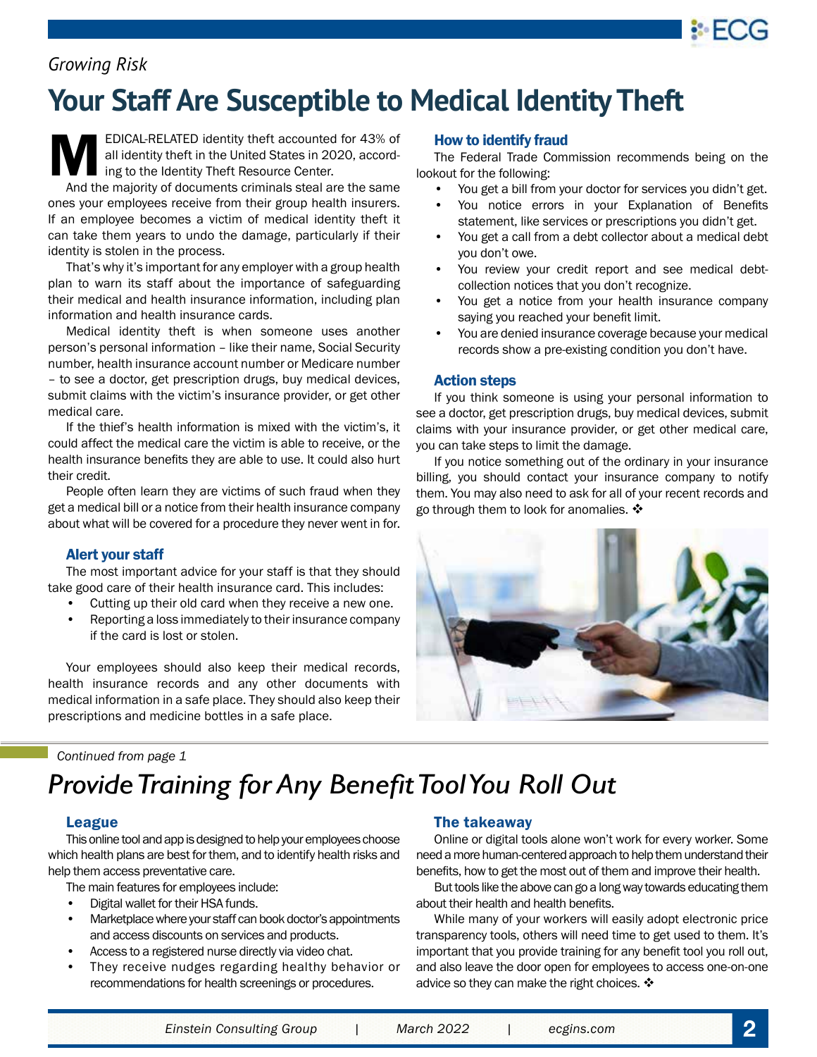*Growing Risk*

# Your Staff Are Susceptible to Medical Identity Theft

MEDICAL-RELATED identity theft accounted for 43% of all identity theft in the United States in 2020, according to the Identity Theft Resource Center.

And the majority of documents criminals steal are the same ones your employees receive from their group health insurers. If an employee becomes a victim of medical identity theft it can take them years to undo the damage, particularly if their identity is stolen in the process.

That's why it's important for any employer with a group health plan to warn its staff about the importance of safeguarding their medical and health insurance information, including plan information and health insurance cards.

Medical identity theft is when someone uses another person's personal information – like their name, Social Security number, health insurance account number or Medicare number – to see a doctor, get prescription drugs, buy medical devices, submit claims with the victim's insurance provider, or get other medical care.

If the thief's health information is mixed with the victim's, it could affect the medical care the victim is able to receive, or the health insurance benefits they are able to use. It could also hurt their credit.

People often learn they are victims of such fraud when they get a medical bill or a notice from their health insurance company about what will be covered for a procedure they never went in for.

### Alert your staff

The most important advice for your staff is that they should take good care of their health insurance card. This includes:

- Cutting up their old card when they receive a new one.
- Reporting a loss immediately to their insurance company if the card is lost or stolen.

Your employees should also keep their medical records, health insurance records and any other documents with medical information in a safe place. They should also keep their prescriptions and medicine bottles in a safe place.

### How to identify fraud

The Federal Trade Commission recommends being on the lookout for the following:

- You get a bill from your doctor for services you didn't get.
- You notice errors in your Explanation of Benefits statement, like services or prescriptions you didn't get.
- You get a call from a debt collector about a medical debt you don't owe.
- You review your credit report and see medical debt-collection notices that you don't recognize.
- You get a notice from your health insurance company saying you reached your benefit limit.
- You are denied insurance coverage because your medical records show a pre-existing condition you don't have.

### Action steps

If you think someone is using your personal information to see a doctor, get prescription drugs, buy medical devices, submit claims with your insurance provider, or get other medical care, you can take steps to limit the damage.

If you notice something out of the ordinary in your insurance billing, you should contact your insurance company to notify them. You may also need to ask for all of your recent records and go through them to look for anomalies. ❖

*Continued from page 1*

# *Provide Training for Any Benefit Tool You Roll Out*

### League

This online tool and app is designed to help your employees choose which health plans are best for them, and to identify health risks and help them access preventative care.

The main features for employees include:

- Digital wallet for their HSA funds.
- Marketplace where your staff can book doctor's appointments and access discounts on services and products.
- Access to a registered nurse directly via video chat.
- They receive nudges regarding healthy behavior or recommendations for health screenings or procedures.

### The takeaway

Online or digital tools alone won't work for every worker. Some need a more human-centered approach to help them understand their benefits, how to get the most out of them and improve their health.

But tools like the above can go a long way towards educating them about their health and health benefits.

While many of your workers will easily adopt electronic price transparency tools, others will need time to get used to them. It's important that you provide training for any benefit tool you roll out, and also leave the door open for employees to access one-on-one advice so they can make the right choices. ❖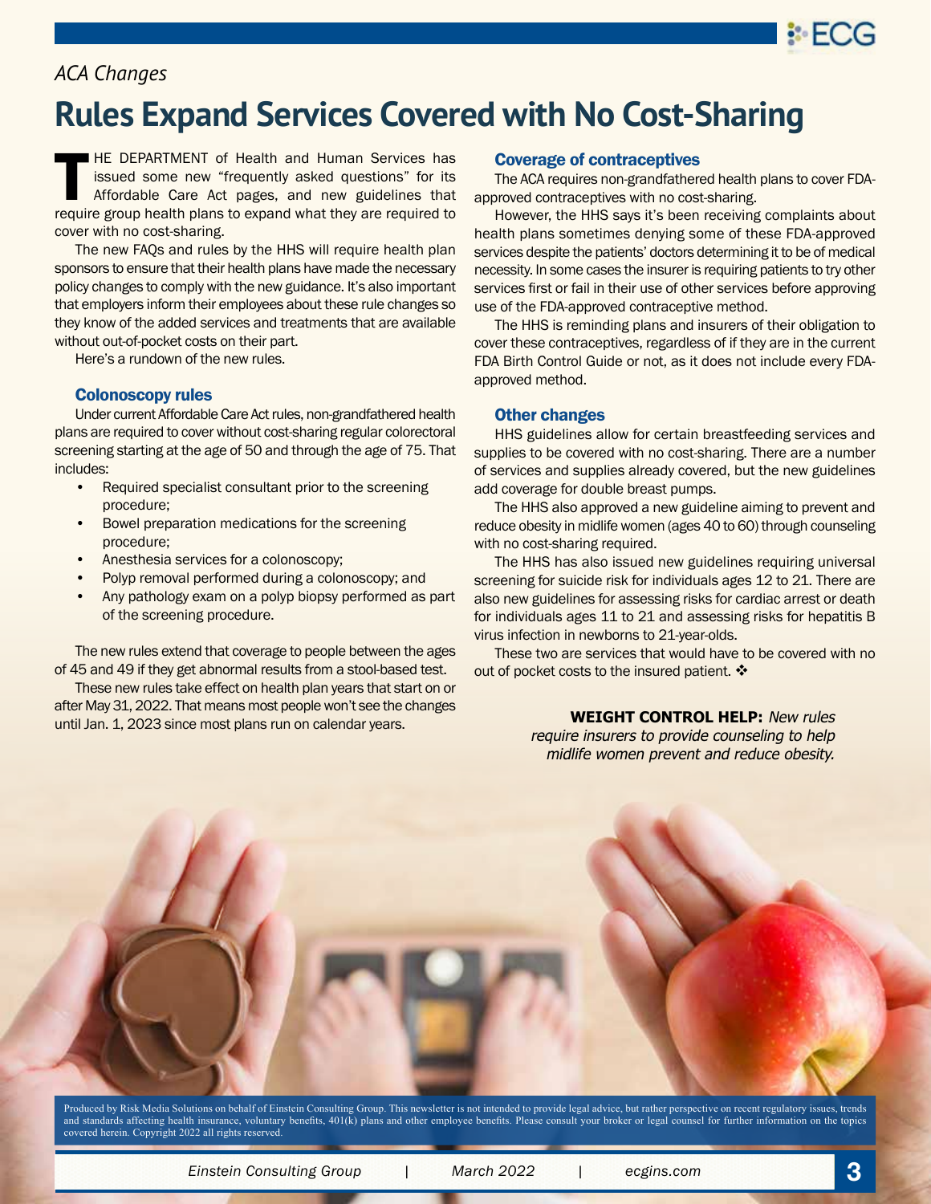*ACA Changes*

# Rules Expand Services Covered with No Cost-Sharing

THE DEPARTMENT of Health and Human Services has issued some new "frequently asked questions" for its Affordable Care Act pages, and new guidelines that require group health plans to expand what they are required to cover with no cost-sharing.

The new FAQs and rules by the HHS will require health plan sponsors to ensure that their health plans have made the necessary policy changes to comply with the new guidance. It's also important that employers inform their employees about these rule changes so they know of the added services and treatments that are available without out-of-pocket costs on their part.

Here's a rundown of the new rules.

## Colonoscopy rules

Under current Affordable Care Act rules, non-grandfathered health plans are required to cover without cost-sharing regular colorectoral screening starting at the age of 50 and through the age of 75. That includes:

- Required specialist consultant prior to the screening procedure;
- Bowel preparation medications for the screening procedure;
- Anesthesia services for a colonoscopy;
- Polyp removal performed during a colonoscopy; and
- Any pathology exam on a polyp biopsy performed as part of the screening procedure.

The new rules extend that coverage to people between the ages of 45 and 49 if they get abnormal results from a stool-based test.

These new rules take effect on health plan years that start on or after May 31, 2022. That means most people won't see the changes until Jan. 1, 2023 since most plans run on calendar years.

## Coverage of contraceptives

The ACA requires non-grandfathered health plans to cover FDA-approved contraceptives with no cost-sharing.

However, the HHS says it's been receiving complaints about health plans sometimes denying some of these FDA-approved services despite the patients' doctors determining it to be of medical necessity. In some cases the insurer is requiring patients to try other services first or fail in their use of other services before approving use of the FDA-approved contraceptive method.

The HHS is reminding plans and insurers of their obligation to cover these contraceptives, regardless of if they are in the current FDA Birth Control Guide or not, as it does not include every FDA-approved method.

## Other changes

HHS guidelines allow for certain breastfeeding services and supplies to be covered with no cost-sharing. There are a number of services and supplies already covered, but the new guidelines add coverage for double breast pumps.

The HHS also approved a new guideline aiming to prevent and reduce obesity in midlife women (ages 40 to 60) through counseling with no cost-sharing required.

The HHS has also issued new guidelines requiring universal screening for suicide risk for individuals ages 12 to 21. There are also new guidelines for assessing risks for cardiac arrest or death for individuals ages 11 to 21 and assessing risks for hepatitis B virus infection in newborns to 21-year-olds.

These two are services that would have to be covered with no out of pocket costs to the insured patient. ❖

**WEIGHT CONTROL HELP:** *New rules require insurers to provide counseling to help midlife women prevent and reduce obesity.*

Produced by Risk Media Solutions on behalf of Einstein Consulting Group. This newsletter is not intended to provide legal advice, but rather perspective on recent regulatory issues, trends and standards affecting health insurance, voluntary benefits, 401(k) plans and other employee benefits. Please consult your broker or legal counsel for further information on the topics covered herein. Copyright 2022 all rights reserved.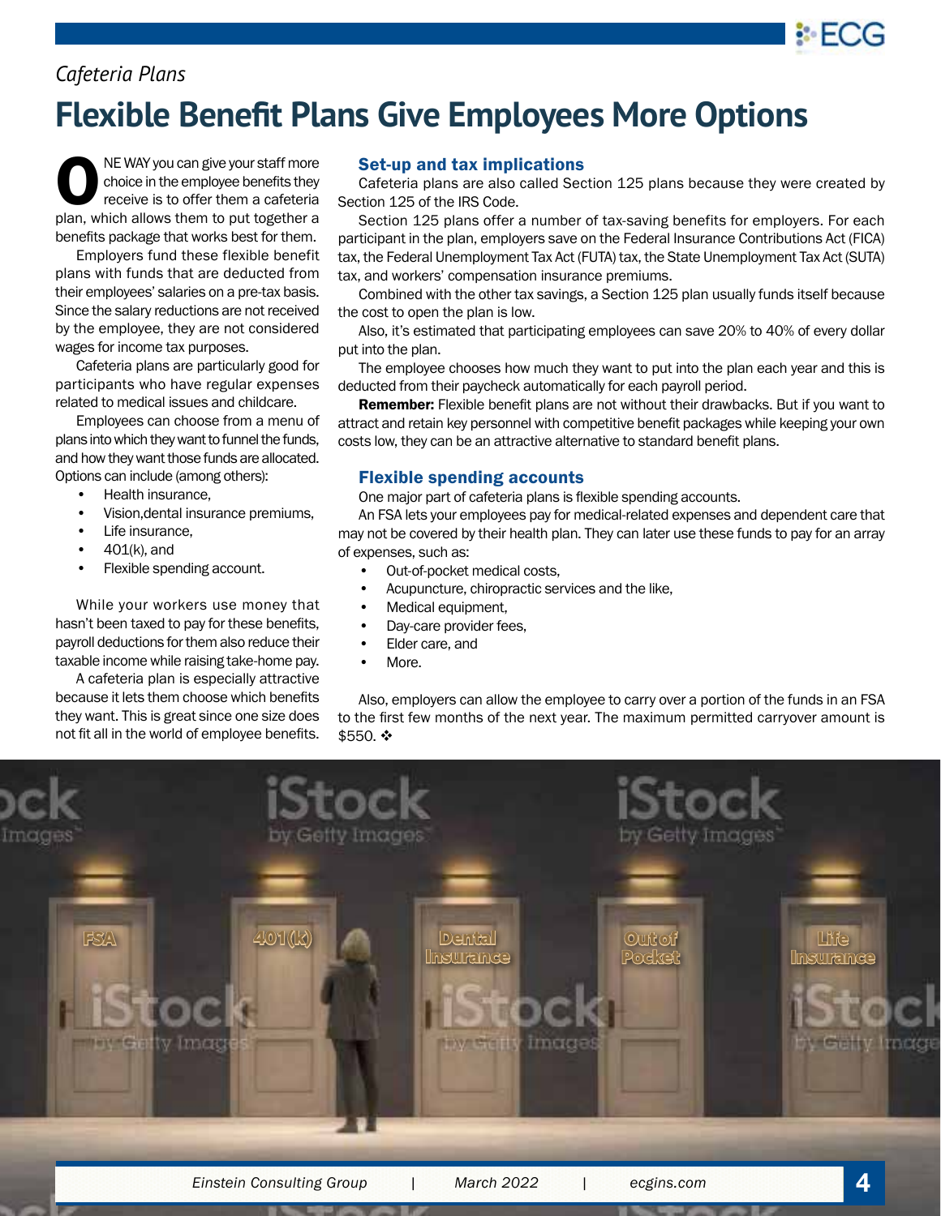*Cafeteria Plans*

# Flexible Benefit Plans Give Employees More Options

ONE WAY you can give your staff more choice in the employee benefits they receive is to offer them a cafeteria plan, which allows them to put together a benefits package that works best for them.

Employers fund these flexible benefit plans with funds that are deducted from their employees' salaries on a pre-tax basis. Since the salary reductions are not received by the employee, they are not considered wages for income tax purposes.

Cafeteria plans are particularly good for participants who have regular expenses related to medical issues and childcare.

Employees can choose from a menu of plans into which they want to funnel the funds, and how they want those funds are allocated. Options can include (among others):

- Health insurance,
- Vision,dental insurance premiums,
- Life insurance,
- 401(k), and
- Flexible spending account.

While your workers use money that hasn't been taxed to pay for these benefits, payroll deductions for them also reduce their taxable income while raising take-home pay.

A cafeteria plan is especially attractive because it lets them choose which benefits they want. This is great since one size does not fit all in the world of employee benefits.

## Set-up and tax implications

Cafeteria plans are also called Section 125 plans because they were created by Section 125 of the IRS Code.

Section 125 plans offer a number of tax-saving benefits for employers. For each participant in the plan, employers save on the Federal Insurance Contributions Act (FICA) tax, the Federal Unemployment Tax Act (FUTA) tax, the State Unemployment Tax Act (SUTA) tax, and workers' compensation insurance premiums.

Combined with the other tax savings, a Section 125 plan usually funds itself because the cost to open the plan is low.

Also, it's estimated that participating employees can save 20% to 40% of every dollar put into the plan.

The employee chooses how much they want to put into the plan each year and this is deducted from their paycheck automatically for each payroll period.

**Remember:** Flexible benefit plans are not without their drawbacks. But if you want to attract and retain key personnel with competitive benefit packages while keeping your own costs low, they can be an attractive alternative to standard benefit plans.

## Flexible spending accounts

One major part of cafeteria plans is flexible spending accounts.

An FSA lets your employees pay for medical-related expenses and dependent care that may not be covered by their health plan. They can later use these funds to pay for an array of expenses, such as:

- Out-of-pocket medical costs,
- Acupuncture, chiropractic services and the like,
- Medical equipment,
- Day-care provider fees,
- Elder care, and
- More.

Also, employers can allow the employee to carry over a portion of the funds in an FSA to the first few months of the next year. The maximum permitted carryover amount is $550. ❖